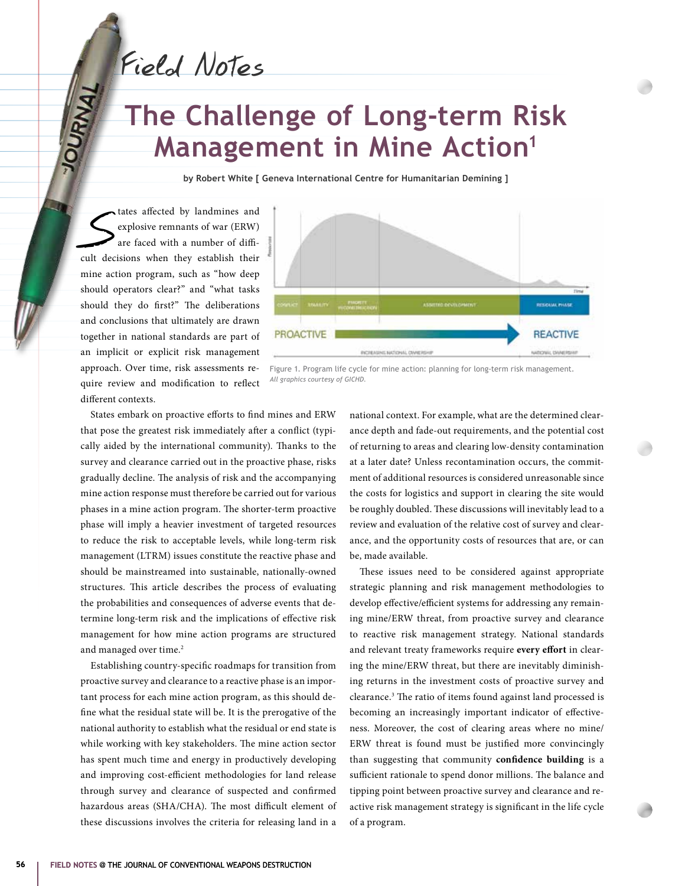Field Notes

# The Challenge of Long-term Risk Management in Mine Action[1]

**by Robert White [ Geneva International Centre for Humanitarian Demining ]**

States affected by landmines and explosive remnants of war (ERW) are faced with a number of difficult decisions when they establish their mine action program, such as "how deep should operators clear?" and "what tasks should they do first?" The deliberations and conclusions that ultimately are drawn together in national standards are part of an implicit or explicit risk management approach. Over time, risk assessments require review and modification to reflect different contexts.

Figure 1. Program life cycle for mine action: planning for long-term risk management.
*All graphics courtesy of GICHD.*

States embark on proactive efforts to find mines and ERW that pose the greatest risk immediately after a conflict (typically aided by the international community). Thanks to the survey and clearance carried out in the proactive phase, risks gradually decline. The analysis of risk and the accompanying mine action response must therefore be carried out for various phases in a mine action program. The shorter-term proactive phase will imply a heavier investment of targeted resources to reduce the risk to acceptable levels, while long-term risk management (LTRM) issues constitute the reactive phase and should be mainstreamed into sustainable, nationally-owned structures. This article describes the process of evaluating the probabilities and consequences of adverse events that determine long-term risk and the implications of effective risk management for how mine action programs are structured and managed over time.[2]

Establishing country-specific roadmaps for transition from proactive survey and clearance to a reactive phase is an important process for each mine action program, as this should define what the residual state will be. It is the prerogative of the national authority to establish what the residual or end state is while working with key stakeholders. The mine action sector has spent much time and energy in productively developing and improving cost-efficient methodologies for land release through survey and clearance of suspected and confirmed hazardous areas (SHA/CHA). The most difficult element of these discussions involves the criteria for releasing land in a national context. For example, what are the determined clearance depth and fade-out requirements, and the potential cost of returning to areas and clearing low-density contamination at a later date? Unless recontamination occurs, the commitment of additional resources is considered unreasonable since the costs for logistics and support in clearing the site would be roughly doubled. These discussions will inevitably lead to a review and evaluation of the relative cost of survey and clearance, and the opportunity costs of resources that are, or can be, made available.

These issues need to be considered against appropriate strategic planning and risk management methodologies to develop effective/efficient systems for addressing any remaining mine/ERW threat, from proactive survey and clearance to reactive risk management strategy. National standards and relevant treaty frameworks require **every effort** in clearing the mine/ERW threat, but there are inevitably diminishing returns in the investment costs of proactive survey and clearance.[3] The ratio of items found against land processed is becoming an increasingly important indicator of effectiveness. Moreover, the cost of clearing areas where no mine/ERW threat is found must be justified more convincingly than suggesting that community **confidence building** is a sufficient rationale to spend donor millions. The balance and tipping point between proactive survey and clearance and reactive risk management strategy is significant in the life cycle of a program.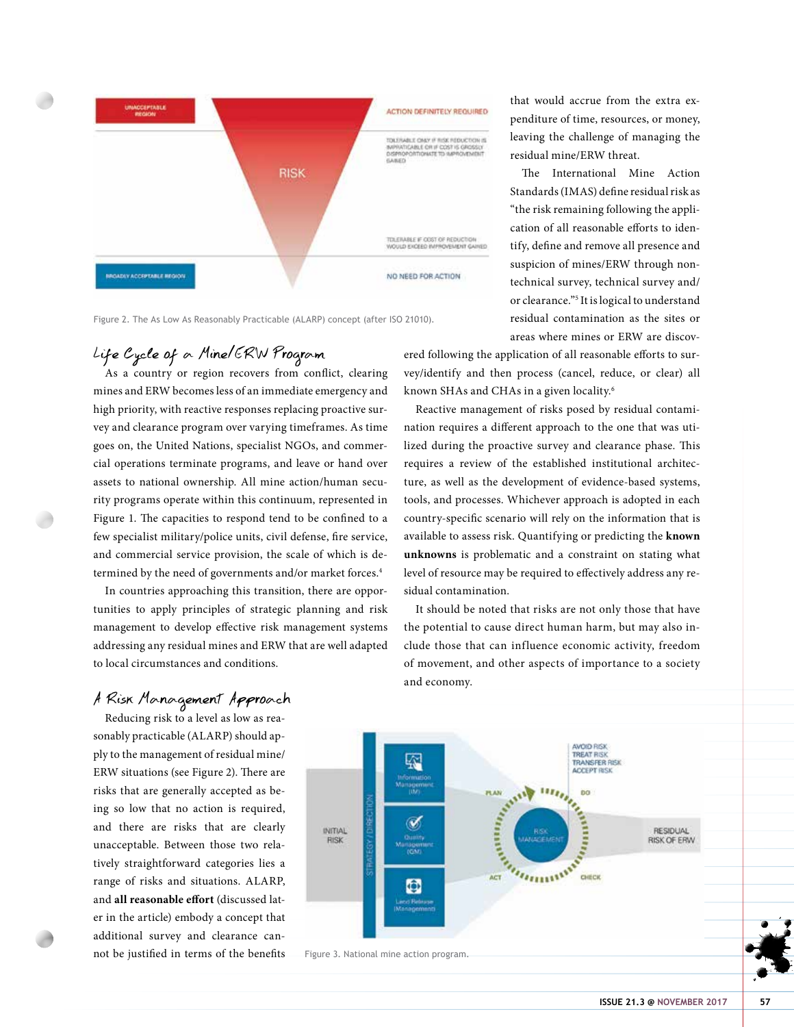Figure 2. The As Low As Reasonably Practicable (ALARP) concept (after ISO 21010).

that would accrue from the extra expenditure of time, resources, or money, leaving the challenge of managing the residual mine/ERW threat.

The International Mine Action Standards (IMAS) define residual risk as "the risk remaining following the application of all reasonable efforts to identify, define and remove all presence and suspicion of mines/ERW through non-technical survey, technical survey and/or clearance."[5] It is logical to understand residual contamination as the sites or areas where mines or ERW are discovered following the application of all reasonable efforts to survey/identify and then process (cancel, reduce, or clear) all known SHAs and CHAs in a given locality.[6]

## Life Cycle of a Mine/ERW Program

As a country or region recovers from conflict, clearing mines and ERW becomes less of an immediate emergency and high priority, with reactive responses replacing proactive survey and clearance program over varying timeframes. As time goes on, the United Nations, specialist NGOs, and commercial operations terminate programs, and leave or hand over assets to national ownership. All mine action/human security programs operate within this continuum, represented in Figure 1. The capacities to respond tend to be confined to a few specialist military/police units, civil defense, fire service, and commercial service provision, the scale of which is determined by the need of governments and/or market forces.[4]

In countries approaching this transition, there are opportunities to apply principles of strategic planning and risk management to develop effective risk management systems addressing any residual mines and ERW that are well adapted to local circumstances and conditions.

Reactive management of risks posed by residual contamination requires a different approach to the one that was utilized during the proactive survey and clearance phase. This requires a review of the established institutional architecture, as well as the development of evidence-based systems, tools, and processes. Whichever approach is adopted in each country-specific scenario will rely on the information that is available to assess risk. Quantifying or predicting the **known unknowns** is problematic and a constraint on stating what level of resource may be required to effectively address any residual contamination.

It should be noted that risks are not only those that have the potential to cause direct human harm, but may also include those that can influence economic activity, freedom of movement, and other aspects of importance to a society and economy.

## A Risk Management Approach

Reducing risk to a level as low as reasonably practicable (ALARP) should apply to the management of residual mine/ERW situations (see Figure 2). There are risks that are generally accepted as being so low that no action is required, and there are risks that are clearly unacceptable. Between those two relatively straightforward categories lies a range of risks and situations. ALARP, and **all reasonable effort** (discussed later in the article) embody a concept that additional survey and clearance cannot be justified in terms of the benefits

Figure 3. National mine action program.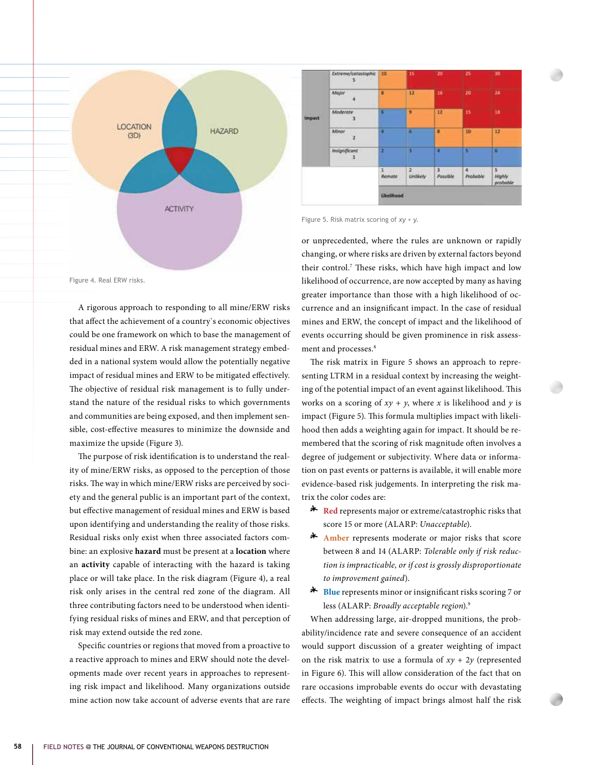LOCATION (3D)

HAZARD

ACTIVITY

Figure 4. Real ERW risks.

A rigorous approach to responding to all mine/ERW risks that affect the achievement of a country`s economic objectives could be one framework on which to base the management of residual mines and ERW. A risk management strategy embedded in a national system would allow the potentially negative impact of residual mines and ERW to be mitigated effectively. The objective of residual risk management is to fully understand the nature of the residual risks to which governments and communities are being exposed, and then implement sensible, cost-effective measures to minimize the downside and maximize the upside (Figure 3).

The purpose of risk identification is to understand the reality of mine/ERW risks, as opposed to the perception of those risks. The way in which mine/ERW risks are perceived by society and the general public is an important part of the context, but effective management of residual mines and ERW is based upon identifying and understanding the reality of those risks. Residual risks only exist when three associated factors combine: an explosive **hazard** must be present at a **location** where an **activity** capable of interacting with the hazard is taking place or will take place. In the risk diagram (Figure 4), a real risk only arises in the central red zone of the diagram. All three contributing factors need to be understood when identifying residual risks of mines and ERW, and that perception of risk may extend outside the red zone.

Specific countries or regions that moved from a proactive to a reactive approach to mines and ERW should note the developments made over recent years in approaches to representing risk impact and likelihood. Many organizations outside mine action now take account of adverse events that are rare

| Impact | | | | | | |
|---|---|---|---|---|---|---|
| | Extreme/catastrophic 5 | 10 | 15 | 20 | 25 | 30 |
| | Major 4 | 8 | 12 | 16 | 20 | 24 |
| | Moderate 3 | 6 | 9 | 12 | 15 | 18 |
| | Minor 2 | 4 | 6 | 8 | 10 | 12 |
| | Insignificant 1 | 2 | 3 | 4 | 5 | 6 |
| | | 1 Remote | 2 Unlikely | 3 Possible | 4 Probable | 5 Highly probable |
| | | Likelihood | | | | |

Figure 5. Risk matrix scoring of $xy + y$.

or unprecedented, where the rules are unknown or rapidly changing, or where risks are driven by external factors beyond their control.[7] These risks, which have high impact and low likelihood of occurrence, are now accepted by many as having greater importance than those with a high likelihood of occurrence and an insignificant impact. In the case of residual mines and ERW, the concept of impact and the likelihood of events occurring should be given prominence in risk assessment and processes.[8]

The risk matrix in Figure 5 shows an approach to representing LTRM in a residual context by increasing the weighting of the potential impact of an event against likelihood. This works on a scoring of $xy + y$, where $x$ is likelihood and $y$ is impact (Figure 5). This formula multiplies impact with likelihood then adds a weighting again for impact. It should be remembered that the scoring of risk magnitude often involves a degree of judgement or subjectivity. Where data or information on past events or patterns is available, it will enable more evidence-based risk judgements. In interpreting the risk matrix the color codes are:

- Red represents major or extreme/catastrophic risks that score 15 or more (ALARP: *Unacceptable*).
- Amber represents moderate or major risks that score between 8 and 14 (ALARP: *Tolerable only if risk reduction is impracticable, or if cost is grossly disproportionate to improvement gained*).
- Blue represents minor or insignificant risks scoring 7 or less (ALARP: *Broadly acceptable region*).[9]

When addressing large, air-dropped munitions, the probability/incidence rate and severe consequence of an accident would support discussion of a greater weighting of impact on the risk matrix to use a formula of $xy + 2y$ (represented in Figure 6). This will allow consideration of the fact that on rare occasions improbable events do occur with devastating effects. The weighting of impact brings almost half the risk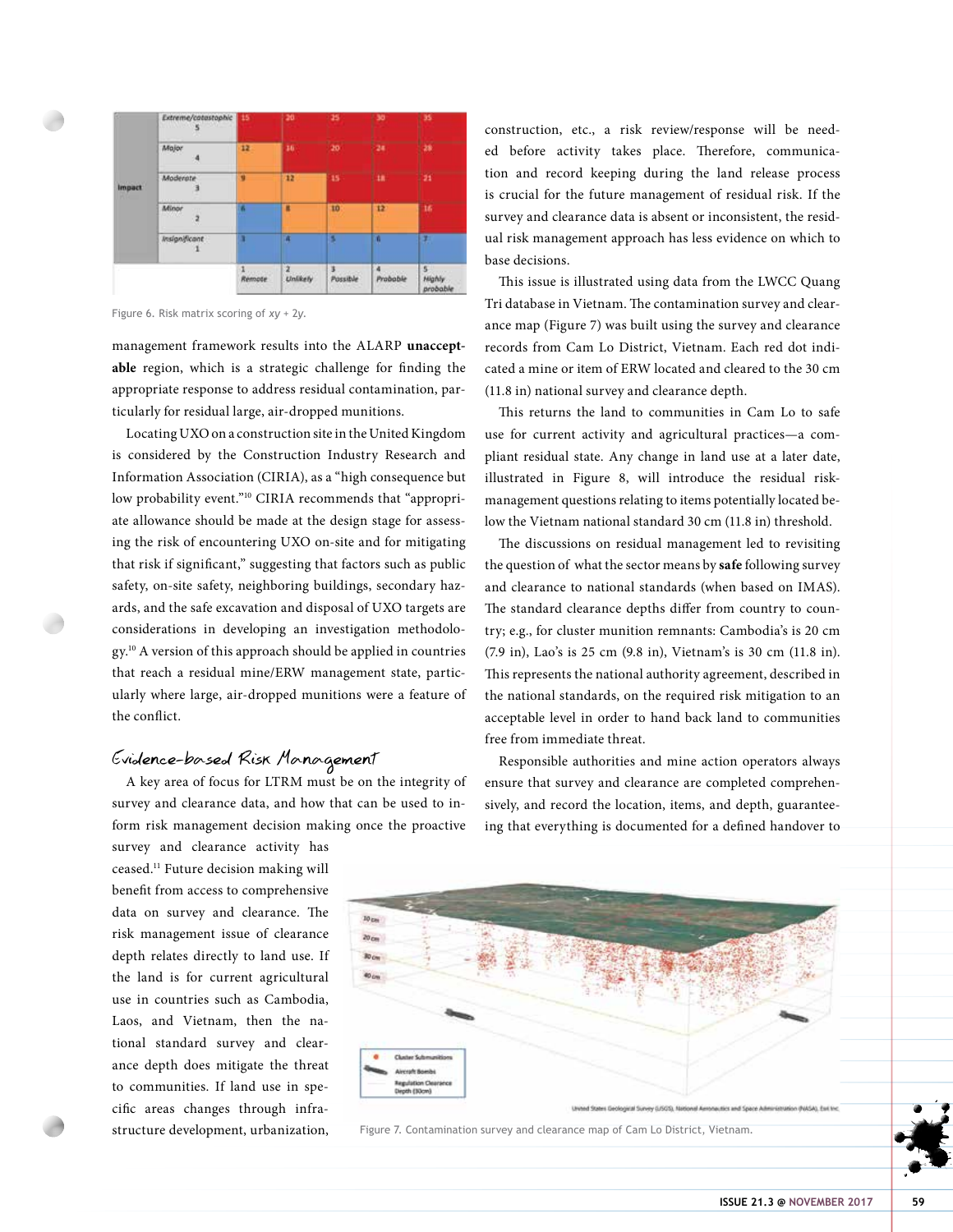| Impact | | | | | | |
|---|---|---|---|---|---|---|
| | Extreme/catastrophic 5 | 15 | 20 | 25 | 30 | 35 |
| | Major 4 | 12 | 16 | 20 | 24 | 28 |
| | Moderate 3 | 9 | 12 | 15 | 18 | 21 |
| | Minor 2 | 6 | 8 | 10 | 12 | 16 |
| | Insignificant 1 | 3 | 4 | 5 | 6 | 7 |
| | | 1 Remote | 2 Unlikely | 3 Possible | 4 Probable | 5 Highly probable |

Figure 6. Risk matrix scoring of $xy + 2y$.

management framework results into the ALARP **unacceptable** region, which is a strategic challenge for finding the appropriate response to address residual contamination, particularly for residual large, air-dropped munitions.

Locating UXO on a construction site in the United Kingdom is considered by the Construction Industry Research and Information Association (CIRIA), as a "high consequence but low probability event."[10] CIRIA recommends that "appropriate allowance should be made at the design stage for assessing the risk of encountering UXO on-site and for mitigating that risk if significant," suggesting that factors such as public safety, on-site safety, neighboring buildings, secondary hazards, and the safe excavation and disposal of UXO targets are considerations in developing an investigation methodology.[10] A version of this approach should be applied in countries that reach a residual mine/ERW management state, particularly where large, air-dropped munitions were a feature of the conflict.

## Evidence-based Risk Management

A key area of focus for LTRM must be on the integrity of survey and clearance data, and how that can be used to inform risk management decision making once the proactive survey and clearance activity has ceased.[11] Future decision making will benefit from access to comprehensive data on survey and clearance. The risk management issue of clearance depth relates directly to land use. If the land is for current agricultural use in countries such as Cambodia, Laos, and Vietnam, then the national standard survey and clearance depth does mitigate the threat to communities. If land use in specific areas changes through infrastructure development, urbanization, construction, etc., a risk review/response will be needed before activity takes place. Therefore, communication and record keeping during the land release process is crucial for the future management of residual risk. If the survey and clearance data is absent or inconsistent, the residual risk management approach has less evidence on which to base decisions.

This issue is illustrated using data from the LWCC Quang Tri database in Vietnam. The contamination survey and clearance map (Figure 7) was built using the survey and clearance records from Cam Lo District, Vietnam. Each red dot indicated a mine or item of ERW located and cleared to the 30 cm (11.8 in) national survey and clearance depth.

This returns the land to communities in Cam Lo to safe use for current activity and agricultural practices—a compliant residual state. Any change in land use at a later date, illustrated in Figure 8, will introduce the residual risk-management questions relating to items potentially located below the Vietnam national standard 30 cm (11.8 in) threshold.

The discussions on residual management led to revisiting the question of what the sector means by **safe** following survey and clearance to national standards (when based on IMAS). The standard clearance depths differ from country to country; e.g., for cluster munition remnants: Cambodia's is 20 cm (7.9 in), Lao's is 25 cm (9.8 in), Vietnam's is 30 cm (11.8 in). This represents the national authority agreement, described in the national standards, on the required risk mitigation to an acceptable level in order to hand back land to communities free from immediate threat.

Responsible authorities and mine action operators always ensure that survey and clearance are completed comprehensively, and record the location, items, and depth, guaranteeing that everything is documented for a defined handover to

United States Geological Survey (USGS), National Aeronautics and Space Administration (NASA), Esri Inc.

Figure 7. Contamination survey and clearance map of Cam Lo District, Vietnam.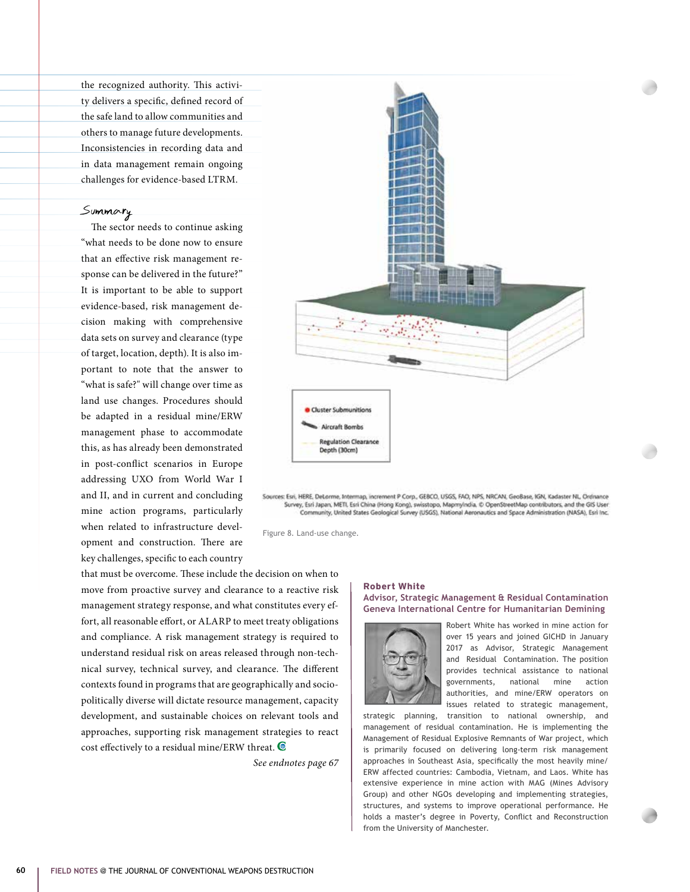the recognized authority. This activity delivers a specific, defined record of the safe land to allow communities and others to manage future developments. Inconsistencies in recording data and in data management remain ongoing challenges for evidence-based LTRM.

## Summary

The sector needs to continue asking "what needs to be done now to ensure that an effective risk management response can be delivered in the future?" It is important to be able to support evidence-based, risk management decision making with comprehensive data sets on survey and clearance (type of target, location, depth). It is also important to note that the answer to "what is safe?" will change over time as land use changes. Procedures should be adapted in a residual mine/ERW management phase to accommodate this, as has already been demonstrated in post-conflict scenarios in Europe addressing UXO from World War I and II, and in current and concluding mine action programs, particularly when related to infrastructure development and construction. There are key challenges, specific to each country that must be overcome. These include the decision on when to move from proactive survey and clearance to a reactive risk management strategy response, and what constitutes every effort, all reasonable effort, or ALARP to meet treaty obligations and compliance. A risk management strategy is required to understand residual risk on areas released through non-technical survey, technical survey, and clearance. The different contexts found in programs that are geographically and socio-politically diverse will dictate resource management, capacity development, and sustainable choices on relevant tools and approaches, supporting risk management strategies to react cost effectively to a residual mine/ERW threat.

*See endnotes page 67*

Cluster Submunitions

Aircraft Bombs

Regulation Clearance Depth (30cm)

Sources: Esri, HERE, DeLorme, Intermap, increment P Corp., GEBCO, USGS, FAO, NPS, NRCAN, GeoBase, IGN, Kadaster NL, Ordnance Survey, Esri Japan, METI, Esri China (Hong Kong), swisstopo, MapmyIndia, © OpenStreetMap contributors, and the GIS User Community, United States Geological Survey (USGS), National Aeronautics and Space Administration (NASA), Esri Inc.

Figure 8. Land-use change.

**Robert White**
**Advisor, Strategic Management & Residual Contamination**
**Geneva International Centre for Humanitarian Demining**

Robert White has worked in mine action for over 15 years and joined GICHD in January 2017 as Advisor, Strategic Management and Residual Contamination. The position provides technical assistance to national governments, national mine action authorities, and mine/ERW operators on issues related to strategic management, strategic planning, transition to national ownership, and management of residual contamination. He is implementing the Management of Residual Explosive Remnants of War project, which is primarily focused on delivering long-term risk management approaches in Southeast Asia, specifically the most heavily mine/ERW affected countries: Cambodia, Vietnam, and Laos. White has extensive experience in mine action with MAG (Mines Advisory Group) and other NGOs developing and implementing strategies, structures, and systems to improve operational performance. He holds a master's degree in Poverty, Conflict and Reconstruction from the University of Manchester.